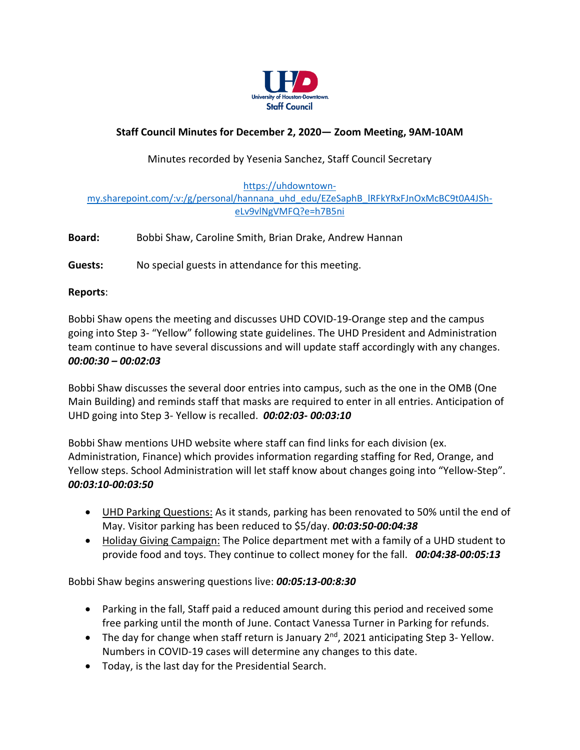UHD
University of Houston-Downtown
Staff Council

**Staff Council Minutes for December 2, 2020— Zoom Meeting, 9AM-10AM**

Minutes recorded by Yesenia Sanchez, Staff Council Secretary

https://uhdowntown-my.sharepoint.com/:v:/g/personal/hannana_uhd_edu/EZeSaphB_lRFkYRxFJnOxMcBC9t0A4JSh-eLv9vlNgVMFQ?e=h7B5ni

**Board:** Bobbi Shaw, Caroline Smith, Brian Drake, Andrew Hannan

**Guests:** No special guests in attendance for this meeting.

**Reports**:

Bobbi Shaw opens the meeting and discusses UHD COVID-19-Orange step and the campus going into Step 3- "Yellow" following state guidelines. The UHD President and Administration team continue to have several discussions and will update staff accordingly with any changes. ***00:00:30 – 00:02:03***

Bobbi Shaw discusses the several door entries into campus, such as the one in the OMB (One Main Building) and reminds staff that masks are required to enter in all entries. Anticipation of UHD going into Step 3- Yellow is recalled. ***00:02:03- 00:03:10***

Bobbi Shaw mentions UHD website where staff can find links for each division (ex. Administration, Finance) which provides information regarding staffing for Red, Orange, and Yellow steps. School Administration will let staff know about changes going into "Yellow-Step". ***00:03:10-00:03:50***

- UHD Parking Questions: As it stands, parking has been renovated to 50% until the end of May. Visitor parking has been reduced to $5/day. ***00:03:50-00:04:38***
- Holiday Giving Campaign: The Police department met with a family of a UHD student to provide food and toys. They continue to collect money for the fall. ***00:04:38-00:05:13***

Bobbi Shaw begins answering questions live: ***00:05:13-00:8:30***

- Parking in the fall, Staff paid a reduced amount during this period and received some free parking until the month of June. Contact Vanessa Turner in Parking for refunds.
- The day for change when staff return is January 2nd, 2021 anticipating Step 3- Yellow. Numbers in COVID-19 cases will determine any changes to this date.
- Today, is the last day for the Presidential Search.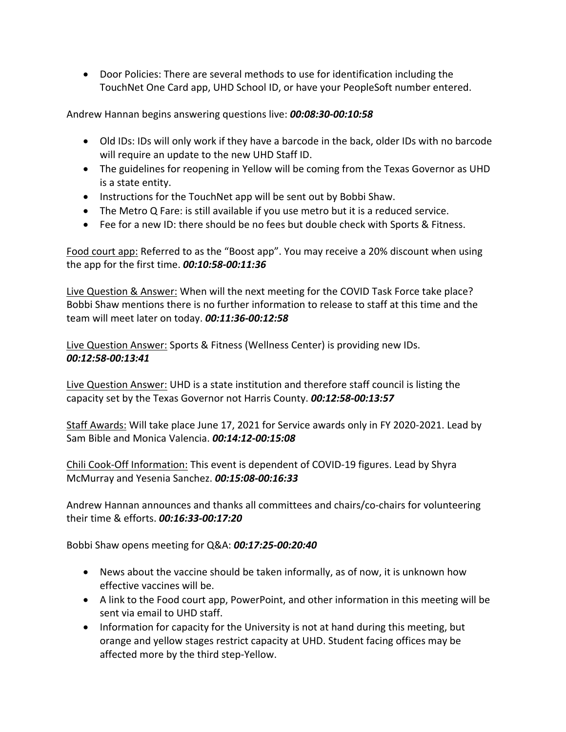- Door Policies: There are several methods to use for identification including the TouchNet One Card app, UHD School ID, or have your PeopleSoft number entered.

Andrew Hannan begins answering questions live: ***00:08:30-00:10:58***

- Old IDs: IDs will only work if they have a barcode in the back, older IDs with no barcode will require an update to the new UHD Staff ID.
- The guidelines for reopening in Yellow will be coming from the Texas Governor as UHD is a state entity.
- Instructions for the TouchNet app will be sent out by Bobbi Shaw.
- The Metro Q Fare: is still available if you use metro but it is a reduced service.
- Fee for a new ID: there should be no fees but double check with Sports & Fitness.

<u>Food court app:</u> Referred to as the "Boost app". You may receive a 20% discount when using the app for the first time. ***00:10:58-00:11:36***

<u>Live Question & Answer:</u> When will the next meeting for the COVID Task Force take place? Bobbi Shaw mentions there is no further information to release to staff at this time and the team will meet later on today. ***00:11:36-00:12:58***

<u>Live Question Answer:</u> Sports & Fitness (Wellness Center) is providing new IDs. ***00:12:58-00:13:41***

<u>Live Question Answer:</u> UHD is a state institution and therefore staff council is listing the capacity set by the Texas Governor not Harris County. ***00:12:58-00:13:57***

<u>Staff Awards:</u> Will take place June 17, 2021 for Service awards only in FY 2020-2021. Lead by Sam Bible and Monica Valencia. ***00:14:12-00:15:08***

<u>Chili Cook-Off Information:</u> This event is dependent of COVID-19 figures. Lead by Shyra McMurray and Yesenia Sanchez. ***00:15:08-00:16:33***

Andrew Hannan announces and thanks all committees and chairs/co-chairs for volunteering their time & efforts. ***00:16:33-00:17:20***

Bobbi Shaw opens meeting for Q&A: ***00:17:25-00:20:40***

- News about the vaccine should be taken informally, as of now, it is unknown how effective vaccines will be.
- A link to the Food court app, PowerPoint, and other information in this meeting will be sent via email to UHD staff.
- Information for capacity for the University is not at hand during this meeting, but orange and yellow stages restrict capacity at UHD. Student facing offices may be affected more by the third step-Yellow.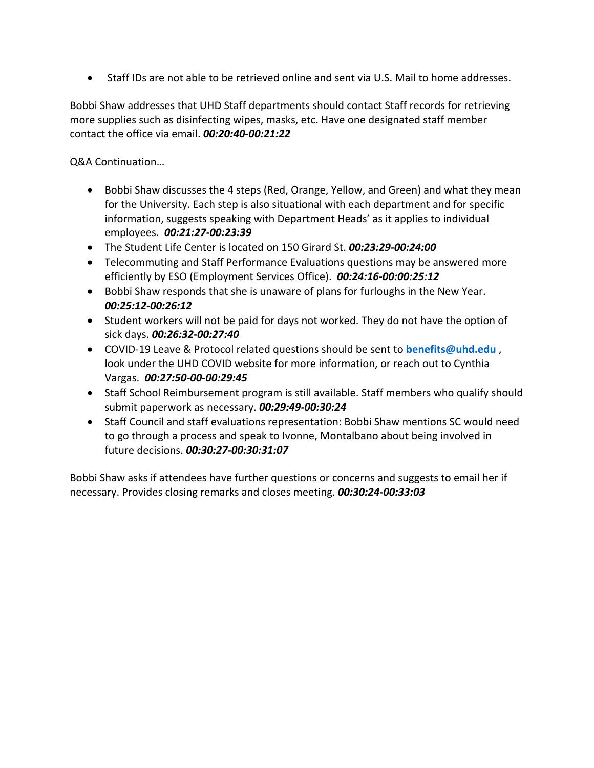- Staff IDs are not able to be retrieved online and sent via U.S. Mail to home addresses.

Bobbi Shaw addresses that UHD Staff departments should contact Staff records for retrieving more supplies such as disinfecting wipes, masks, etc. Have one designated staff member contact the office via email. ***00:20:40-00:21:22***

Q&A Continuation…

- Bobbi Shaw discusses the 4 steps (Red, Orange, Yellow, and Green) and what they mean for the University. Each step is also situational with each department and for specific information, suggests speaking with Department Heads' as it applies to individual employees. ***00:21:27-00:23:39***
- The Student Life Center is located on 150 Girard St. ***00:23:29-00:24:00***
- Telecommuting and Staff Performance Evaluations questions may be answered more efficiently by ESO (Employment Services Office). ***00:24:16-00:00:25:12***
- Bobbi Shaw responds that she is unaware of plans for furloughs in the New Year. ***00:25:12-00:26:12***
- Student workers will not be paid for days not worked. They do not have the option of sick days. ***00:26:32-00:27:40***
- COVID-19 Leave & Protocol related questions should be sent to **benefits@uhd.edu** , look under the UHD COVID website for more information, or reach out to Cynthia Vargas. ***00:27:50-00-00:29:45***
- Staff School Reimbursement program is still available. Staff members who qualify should submit paperwork as necessary. ***00:29:49-00:30:24***
- Staff Council and staff evaluations representation: Bobbi Shaw mentions SC would need to go through a process and speak to Ivonne, Montalbano about being involved in future decisions. ***00:30:27-00:30:31:07***

Bobbi Shaw asks if attendees have further questions or concerns and suggests to email her if necessary. Provides closing remarks and closes meeting. ***00:30:24-00:33:03***